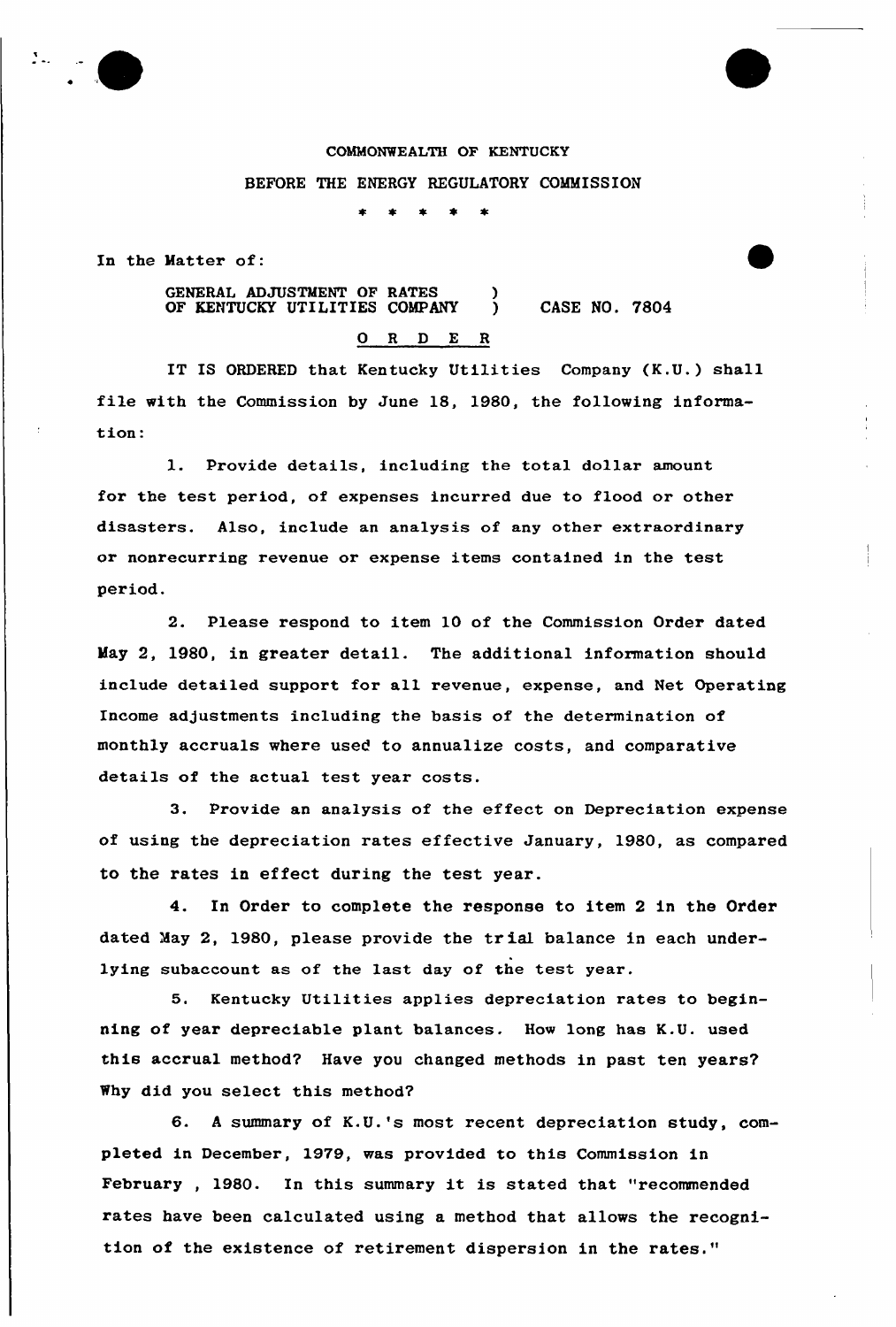COMMONWEALTH OF KENTUCKY

BEFORE THE ENERGY REGULATORY COMMISSION

\* \* \* \* \*

In the Matter of:

GENERAL ADJUSTMENT OF RATES )
OF KENTUCKY UTILITIES COMPANY ) CASE NO. 7804

O R D E R

IT IS ORDERED that Kentucky Utilities Company (K.U.) shall file with the Commission by June 18, 1980, the following information:

1. Provide details, including the total dollar amount for the test period, of expenses incurred due to flood or other disasters. Also, include an analysis of any other extraordinary or nonrecurring revenue or expense items contained in the test period.

2. Please respond to item 10 of the Commission Order dated May 2, 1980, in greater detail. The additional information should include detailed support for all revenue, expense, and Net Operating Income adjustments including the basis of the determination of monthly accruals where used to annualize costs, and comparative details of the actual test year costs.

3. Provide an analysis of the effect on Depreciation expense of using the depreciation rates effective January, 1980, as compared to the rates in effect during the test year.

4. In Order to complete the response to item 2 in the Order dated May 2, 1980, please provide the trial balance in each underlying subaccount as of the last day of the test year.

5. Kentucky Utilities applies depreciation rates to beginning of year depreciable plant balances. How long has K.U. used this accrual method? Have you changed methods in past ten years? Why did you select this method?

6. A summary of K.U.'s most recent depreciation study, completed in December, 1979, was provided to this Commission in February , 1980. In this summary it is stated that "recommended rates have been calculated using a method that allows the recognition of the existence of retirement dispersion in the rates."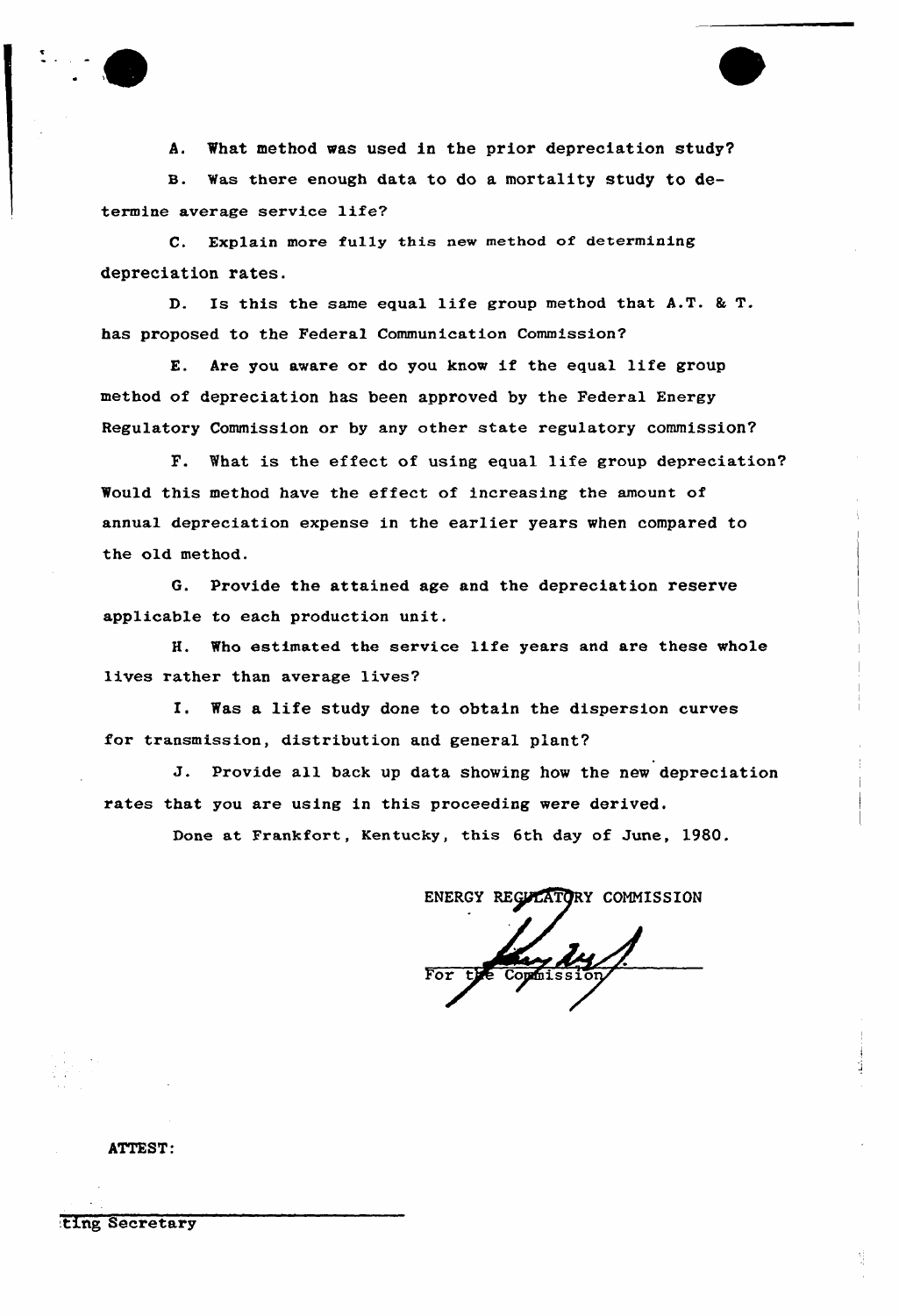A. What method was used in the prior depreciation study?

B. Was there enough data to do a mortality study to determine average service life?

C. Explain more fully this new method of determining depreciation rates.

D. Is this the same equal life group method that A.T. & T. has proposed to the Federal Communication Commission?

E. Are you aware or do you know if the equal life group method of depreciation has been approved by the Federal Energy Regulatory Commission or by any other state regulatory commission?

F. What is the effect of using equal life group depreciation? Would this method have the effect of increasing the amount of annual depreciation expense in the earlier years when compared to the old method.

G. Provide the attained age and the depreciation reserve applicable to each production unit.

H. Who estimated the service life years and are these whole lives rather than average lives?

I. Was a life study done to obtain the dispersion curves for transmission, distribution and general plant?

J. Provide all back up data showing how the new depreciation rates that you are using in this proceeding were derived.

Done at Frankfort, Kentucky, this 6th day of June, 1980.

ENERGY REGULATORY COMMISSION

For the Commission

ATTEST:

ting Secretary